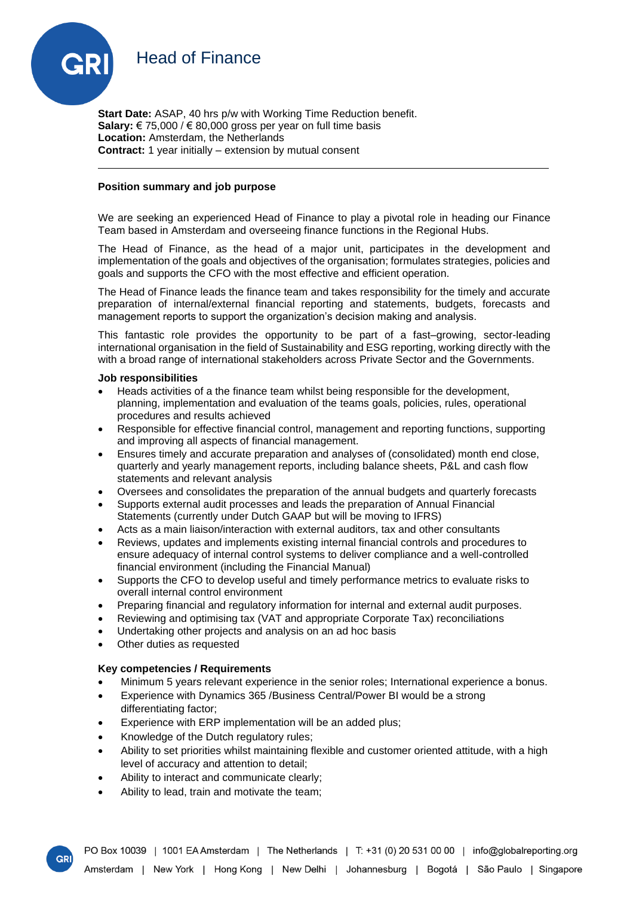# Head of Finance

**Start Date:** ASAP, 40 hrs p/w with Working Time Reduction benefit.
**Salary:** € 75,000 / € 80,000 gross per year on full time basis
**Location:** Amsterdam, the Netherlands
**Contract:** 1 year initially – extension by mutual consent

---

**Position summary and job purpose**

We are seeking an experienced Head of Finance to play a pivotal role in heading our Finance Team based in Amsterdam and overseeing finance functions in the Regional Hubs.

The Head of Finance, as the head of a major unit, participates in the development and implementation of the goals and objectives of the organisation; formulates strategies, policies and goals and supports the CFO with the most effective and efficient operation.

The Head of Finance leads the finance team and takes responsibility for the timely and accurate preparation of internal/external financial reporting and statements, budgets, forecasts and management reports to support the organization's decision making and analysis.

This fantastic role provides the opportunity to be part of a fast–growing, sector-leading international organisation in the field of Sustainability and ESG reporting, working directly with the with a broad range of international stakeholders across Private Sector and the Governments.

**Job responsibilities**

- Heads activities of a the finance team whilst being responsible for the development, planning, implementation and evaluation of the teams goals, policies, rules, operational procedures and results achieved
- Responsible for effective financial control, management and reporting functions, supporting and improving all aspects of financial management.
- Ensures timely and accurate preparation and analyses of (consolidated) month end close, quarterly and yearly management reports, including balance sheets, P&L and cash flow statements and relevant analysis
- Oversees and consolidates the preparation of the annual budgets and quarterly forecasts
- Supports external audit processes and leads the preparation of Annual Financial Statements (currently under Dutch GAAP but will be moving to IFRS)
- Acts as a main liaison/interaction with external auditors, tax and other consultants
- Reviews, updates and implements existing internal financial controls and procedures to ensure adequacy of internal control systems to deliver compliance and a well-controlled financial environment (including the Financial Manual)
- Supports the CFO to develop useful and timely performance metrics to evaluate risks to overall internal control environment
- Preparing financial and regulatory information for internal and external audit purposes.
- Reviewing and optimising tax (VAT and appropriate Corporate Tax) reconciliations
- Undertaking other projects and analysis on an ad hoc basis
- Other duties as requested

**Key competencies / Requirements**

- Minimum 5 years relevant experience in the senior roles; International experience a bonus.
- Experience with Dynamics 365 /Business Central/Power BI would be a strong differentiating factor;
- Experience with ERP implementation will be an added plus;
- Knowledge of the Dutch regulatory rules;
- Ability to set priorities whilst maintaining flexible and customer oriented attitude, with a high level of accuracy and attention to detail;
- Ability to interact and communicate clearly;
- Ability to lead, train and motivate the team;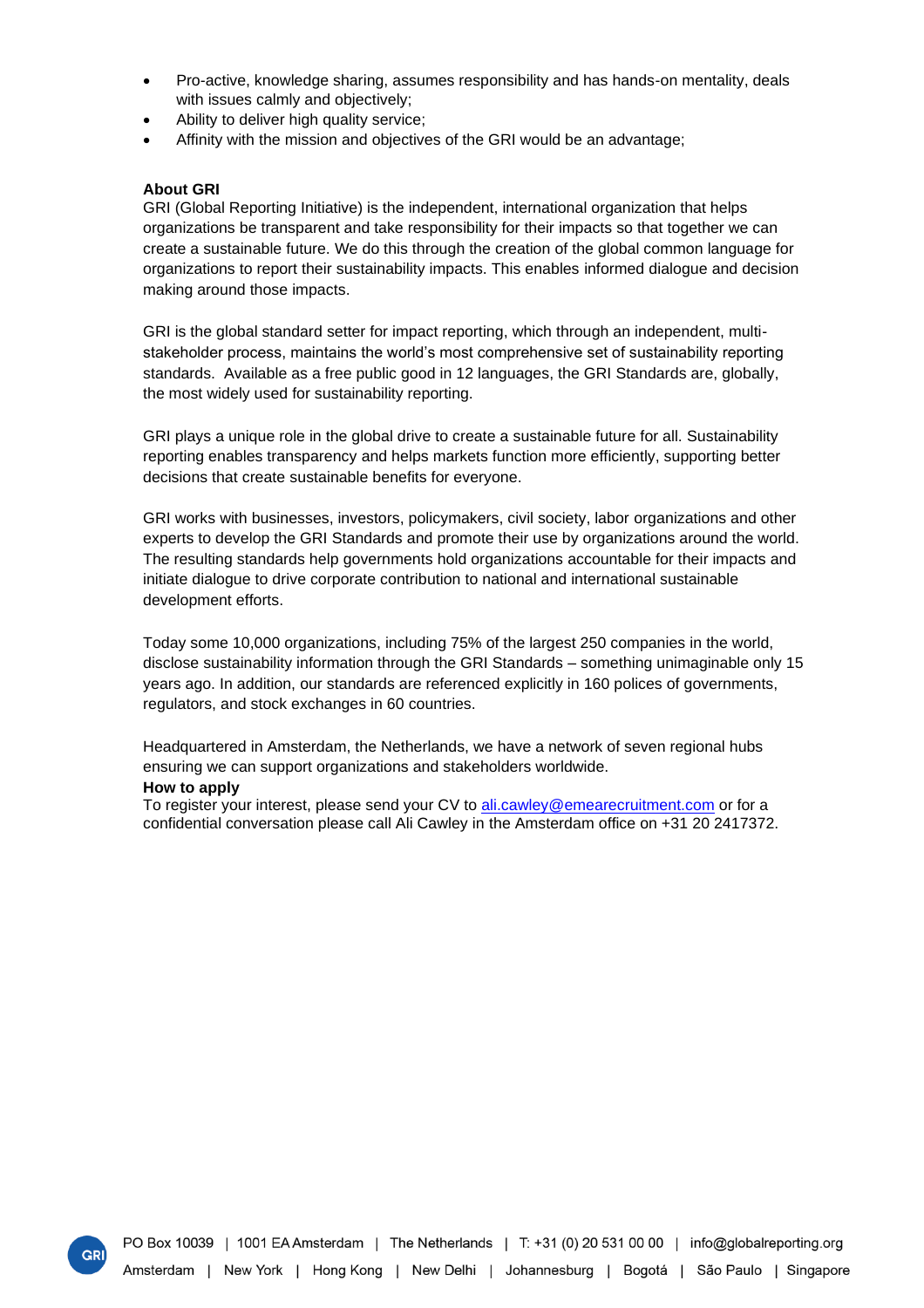- Pro-active, knowledge sharing, assumes responsibility and has hands-on mentality, deals with issues calmly and objectively;
- Ability to deliver high quality service;
- Affinity with the mission and objectives of the GRI would be an advantage;

**About GRI**

GRI (Global Reporting Initiative) is the independent, international organization that helps organizations be transparent and take responsibility for their impacts so that together we can create a sustainable future. We do this through the creation of the global common language for organizations to report their sustainability impacts. This enables informed dialogue and decision making around those impacts.

GRI is the global standard setter for impact reporting, which through an independent, multi-stakeholder process, maintains the world's most comprehensive set of sustainability reporting standards. Available as a free public good in 12 languages, the GRI Standards are, globally, the most widely used for sustainability reporting.

GRI plays a unique role in the global drive to create a sustainable future for all. Sustainability reporting enables transparency and helps markets function more efficiently, supporting better decisions that create sustainable benefits for everyone.

GRI works with businesses, investors, policymakers, civil society, labor organizations and other experts to develop the GRI Standards and promote their use by organizations around the world. The resulting standards help governments hold organizations accountable for their impacts and initiate dialogue to drive corporate contribution to national and international sustainable development efforts.

Today some 10,000 organizations, including 75% of the largest 250 companies in the world, disclose sustainability information through the GRI Standards – something unimaginable only 15 years ago. In addition, our standards are referenced explicitly in 160 polices of governments, regulators, and stock exchanges in 60 countries.

Headquartered in Amsterdam, the Netherlands, we have a network of seven regional hubs ensuring we can support organizations and stakeholders worldwide.

**How to apply**

To register your interest, please send your CV to ali.cawley@emearecruitment.com or for a confidential conversation please call Ali Cawley in the Amsterdam office on +31 20 2417372.